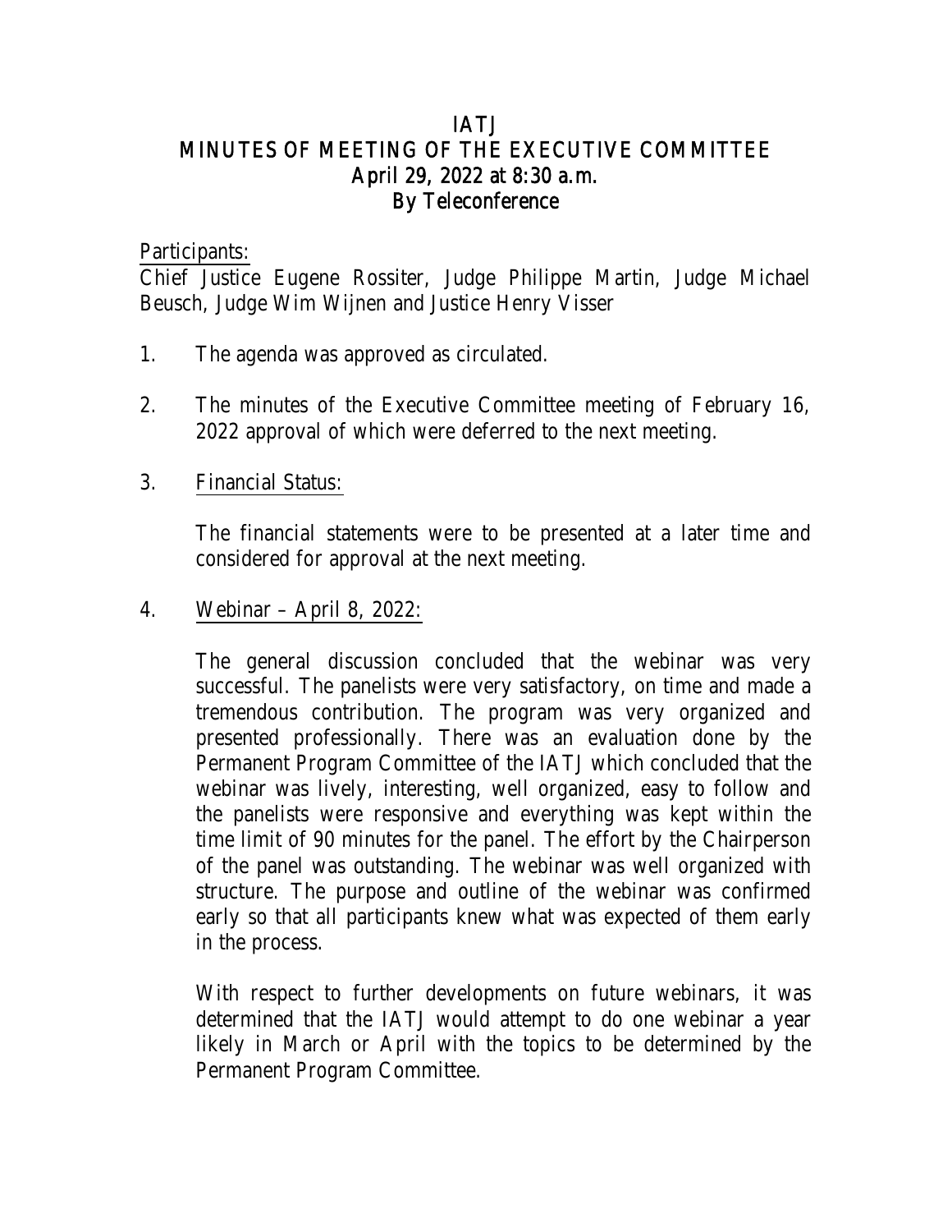# IATJ
# MINUTES OF MEETING OF THE EXECUTIVE COMMITTEE
## April 29, 2022 at 8:30 a.m.
## By Teleconference

Participants:
Chief Justice Eugene Rossiter, Judge Philippe Martin, Judge Michael Beusch, Judge Wim Wijnen and Justice Henry Visser

1. The agenda was approved as circulated.

2. The minutes of the Executive Committee meeting of February 16, 2022 approval of which were deferred to the next meeting.

3. Financial Status:

   The financial statements were to be presented at a later time and considered for approval at the next meeting.

4. Webinar – April 8, 2022:

   The general discussion concluded that the webinar was very successful. The panelists were very satisfactory, on time and made a tremendous contribution. The program was very organized and presented professionally. There was an evaluation done by the Permanent Program Committee of the IATJ which concluded that the webinar was lively, interesting, well organized, easy to follow and the panelists were responsive and everything was kept within the time limit of 90 minutes for the panel. The effort by the Chairperson of the panel was outstanding. The webinar was well organized with structure. The purpose and outline of the webinar was confirmed early so that all participants knew what was expected of them early in the process.

   With respect to further developments on future webinars, it was determined that the IATJ would attempt to do one webinar a year likely in March or April with the topics to be determined by the Permanent Program Committee.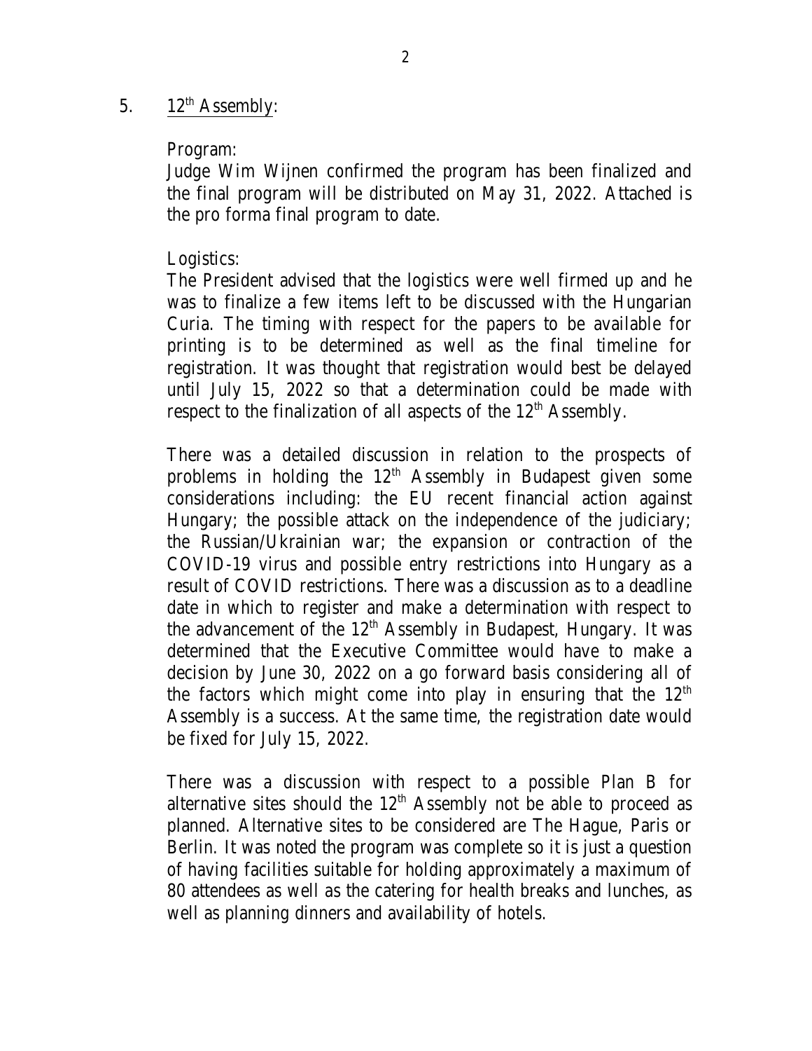5. <u>12th Assembly</u>:

Program:
Judge Wim Wijnen confirmed the program has been finalized and the final program will be distributed on May 31, 2022. Attached is the pro forma final program to date.

Logistics:
The President advised that the logistics were well firmed up and he was to finalize a few items left to be discussed with the Hungarian Curia. The timing with respect for the papers to be available for printing is to be determined as well as the final timeline for registration. It was thought that registration would best be delayed until July 15, 2022 so that a determination could be made with respect to the finalization of all aspects of the 12th Assembly.

There was a detailed discussion in relation to the prospects of problems in holding the 12th Assembly in Budapest given some considerations including: the EU recent financial action against Hungary; the possible attack on the independence of the judiciary; the Russian/Ukrainian war; the expansion or contraction of the COVID-19 virus and possible entry restrictions into Hungary as a result of COVID restrictions. There was a discussion as to a deadline date in which to register and make a determination with respect to the advancement of the 12th Assembly in Budapest, Hungary. It was determined that the Executive Committee would have to make a decision by June 30, 2022 on a go forward basis considering all of the factors which might come into play in ensuring that the 12th Assembly is a success. At the same time, the registration date would be fixed for July 15, 2022.

There was a discussion with respect to a possible Plan B for alternative sites should the 12th Assembly not be able to proceed as planned. Alternative sites to be considered are The Hague, Paris or Berlin. It was noted the program was complete so it is just a question of having facilities suitable for holding approximately a maximum of 80 attendees as well as the catering for health breaks and lunches, as well as planning dinners and availability of hotels.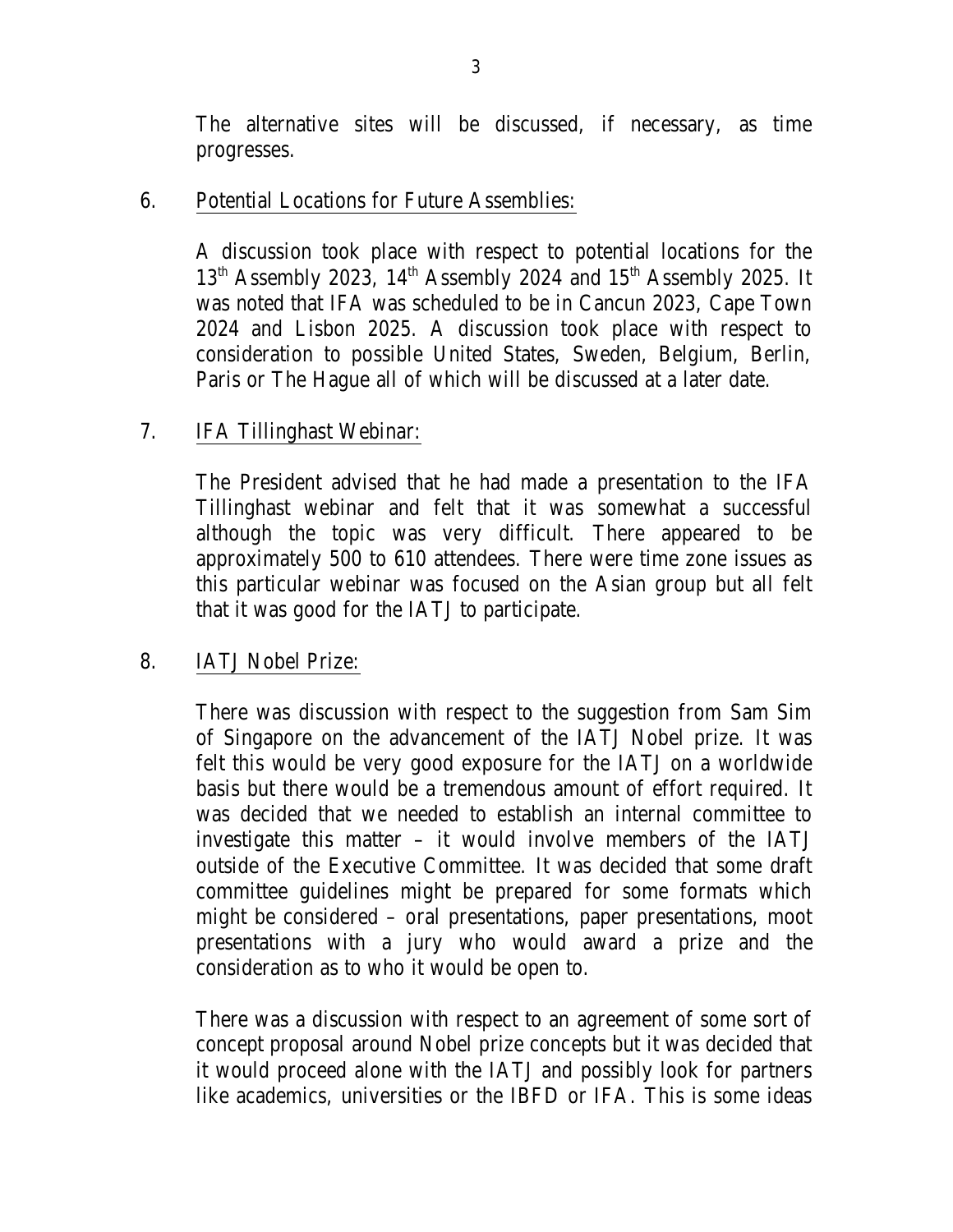The alternative sites will be discussed, if necessary, as time progresses.

6. Potential Locations for Future Assemblies:

A discussion took place with respect to potential locations for the 13th Assembly 2023, 14th Assembly 2024 and 15th Assembly 2025. It was noted that IFA was scheduled to be in Cancun 2023, Cape Town 2024 and Lisbon 2025. A discussion took place with respect to consideration to possible United States, Sweden, Belgium, Berlin, Paris or The Hague all of which will be discussed at a later date.

7. IFA Tillinghast Webinar:

The President advised that he had made a presentation to the IFA Tillinghast webinar and felt that it was somewhat a successful although the topic was very difficult. There appeared to be approximately 500 to 610 attendees. There were time zone issues as this particular webinar was focused on the Asian group but all felt that it was good for the IATJ to participate.

8. IATJ Nobel Prize:

There was discussion with respect to the suggestion from Sam Sim of Singapore on the advancement of the IATJ Nobel prize. It was felt this would be very good exposure for the IATJ on a worldwide basis but there would be a tremendous amount of effort required. It was decided that we needed to establish an internal committee to investigate this matter – it would involve members of the IATJ outside of the Executive Committee. It was decided that some draft committee guidelines might be prepared for some formats which might be considered – oral presentations, paper presentations, moot presentations with a jury who would award a prize and the consideration as to who it would be open to.

There was a discussion with respect to an agreement of some sort of concept proposal around Nobel prize concepts but it was decided that it would proceed alone with the IATJ and possibly look for partners like academics, universities or the IBFD or IFA. This is some ideas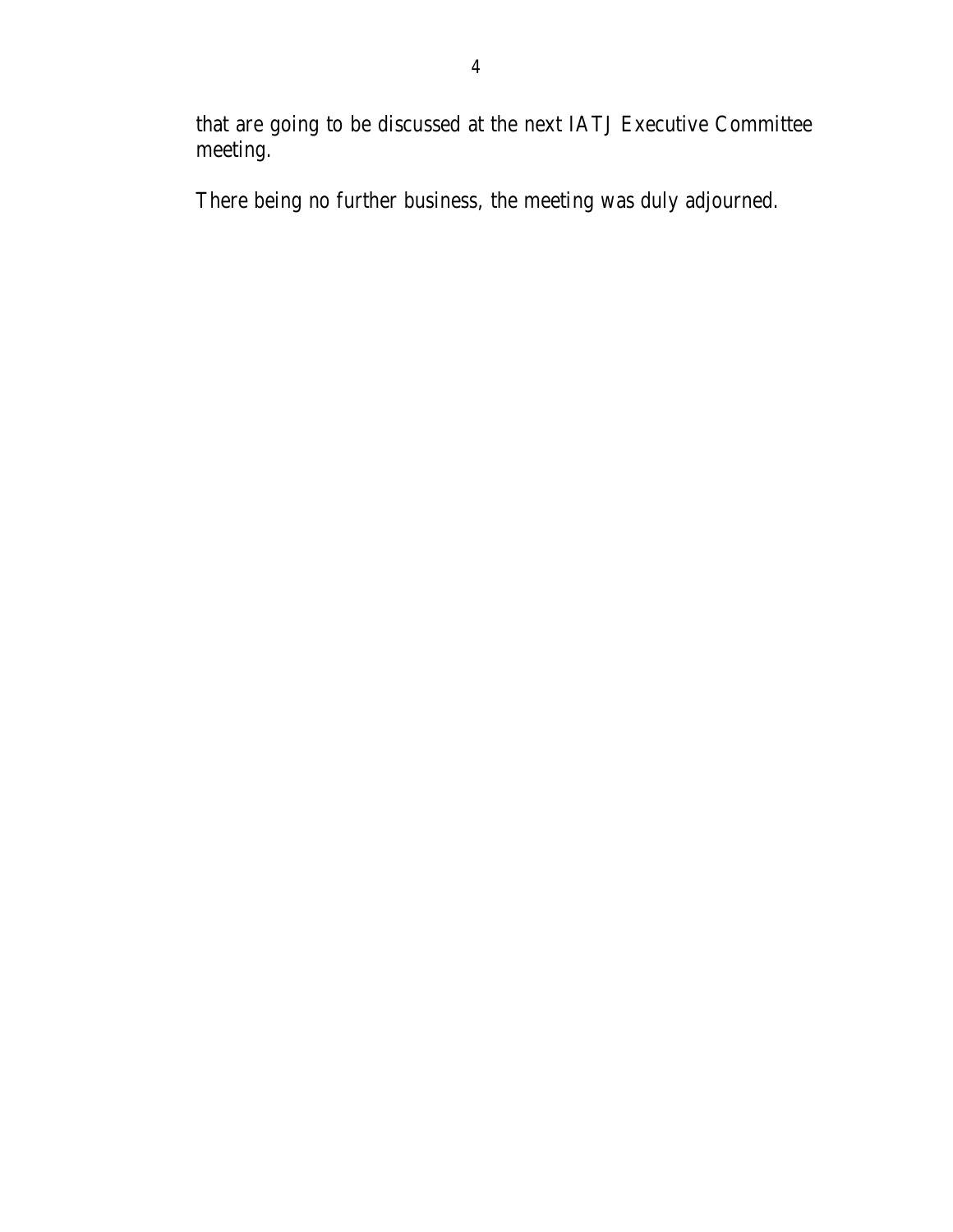that are going to be discussed at the next IATJ Executive Committee meeting.

There being no further business, the meeting was duly adjourned.